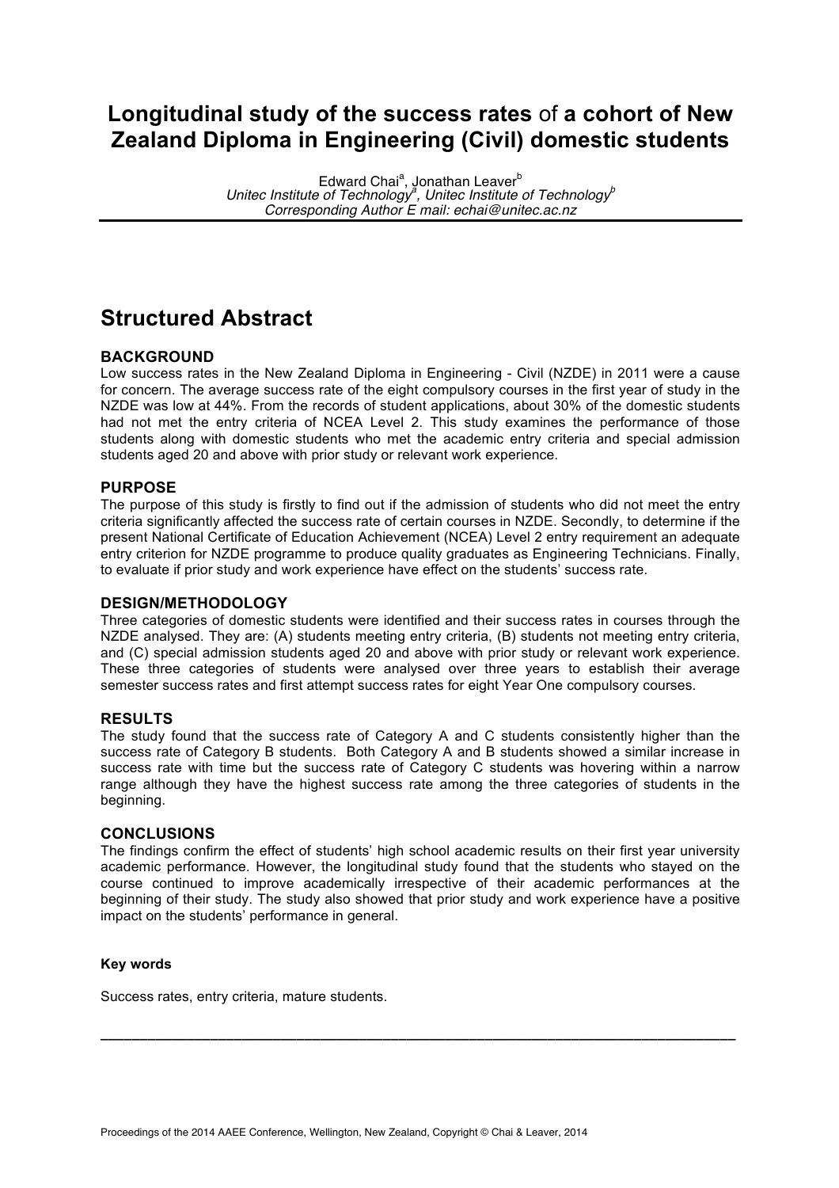# Longitudinal study of the success rates of a cohort of New Zealand Diploma in Engineering (Civil) domestic students

Edward Chai[a], Jonathan Leaver[b]
*Unitec Institute of Technology[a], Unitec Institute of Technology[b]*
*Corresponding Author E mail: echai@unitec.ac.nz*

## Structured Abstract

### BACKGROUND

Low success rates in the New Zealand Diploma in Engineering - Civil (NZDE) in 2011 were a cause for concern. The average success rate of the eight compulsory courses in the first year of study in the NZDE was low at 44%. From the records of student applications, about 30% of the domestic students had not met the entry criteria of NCEA Level 2. This study examines the performance of those students along with domestic students who met the academic entry criteria and special admission students aged 20 and above with prior study or relevant work experience.

### PURPOSE

The purpose of this study is firstly to find out if the admission of students who did not meet the entry criteria significantly affected the success rate of certain courses in NZDE. Secondly, to determine if the present National Certificate of Education Achievement (NCEA) Level 2 entry requirement an adequate entry criterion for NZDE programme to produce quality graduates as Engineering Technicians. Finally, to evaluate if prior study and work experience have effect on the students' success rate.

### DESIGN/METHODOLOGY

Three categories of domestic students were identified and their success rates in courses through the NZDE analysed. They are: (A) students meeting entry criteria, (B) students not meeting entry criteria, and (C) special admission students aged 20 and above with prior study or relevant work experience. These three categories of students were analysed over three years to establish their average semester success rates and first attempt success rates for eight Year One compulsory courses.

### RESULTS

The study found that the success rate of Category A and C students consistently higher than the success rate of Category B students. Both Category A and B students showed a similar increase in success rate with time but the success rate of Category C students was hovering within a narrow range although they have the highest success rate among the three categories of students in the beginning.

### CONCLUSIONS

The findings confirm the effect of students' high school academic results on their first year university academic performance. However, the longitudinal study found that the students who stayed on the course continued to improve academically irrespective of their academic performances at the beginning of their study. The study also showed that prior study and work experience have a positive impact on the students' performance in general.

#### Key words

Success rates, entry criteria, mature students.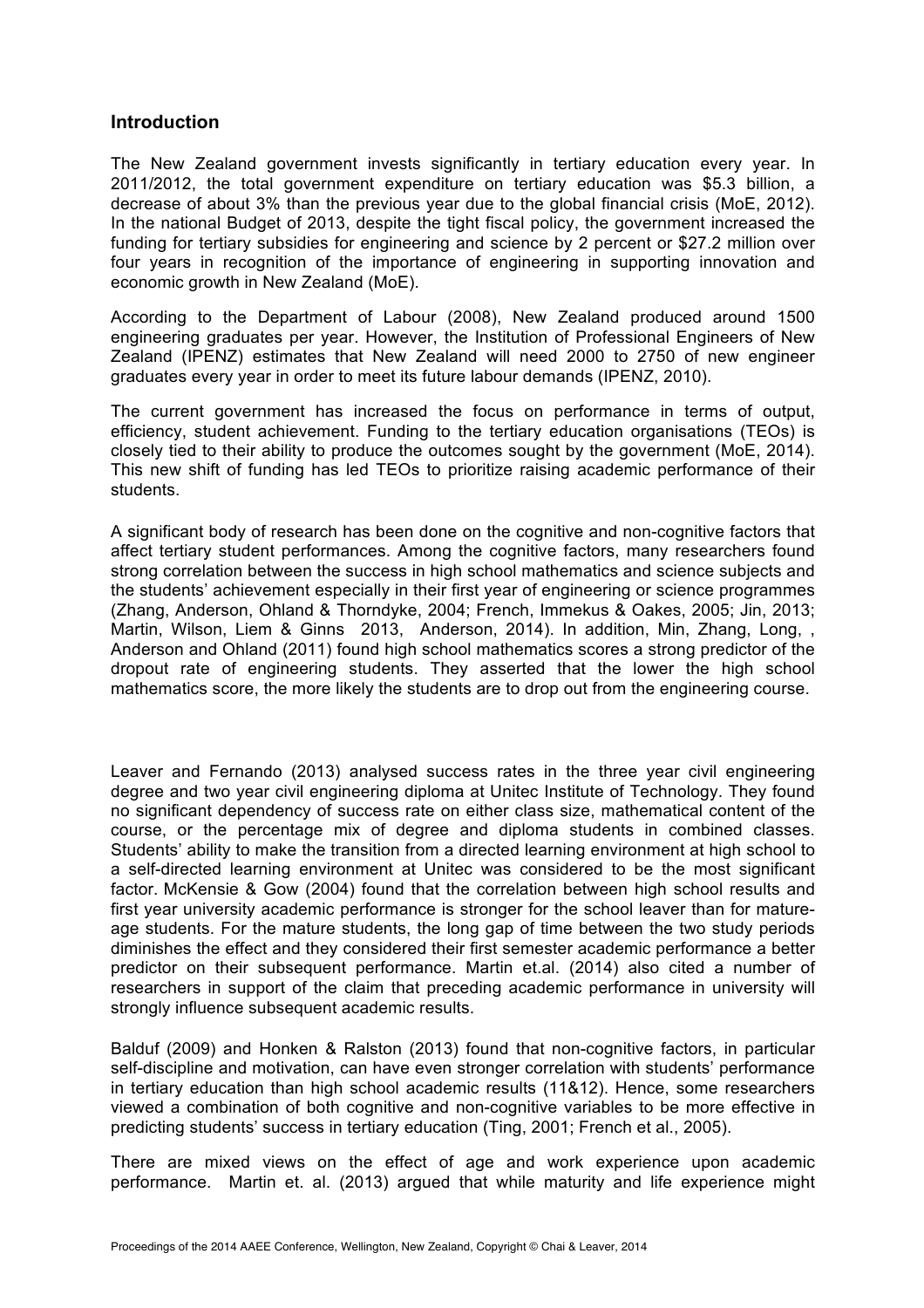## Introduction

The New Zealand government invests significantly in tertiary education every year. In 2011/2012, the total government expenditure on tertiary education was $5.3 billion, a decrease of about 3% than the previous year due to the global financial crisis (MoE, 2012). In the national Budget of 2013, despite the tight fiscal policy, the government increased the funding for tertiary subsidies for engineering and science by 2 percent or $27.2 million over four years in recognition of the importance of engineering in supporting innovation and economic growth in New Zealand (MoE).

According to the Department of Labour (2008), New Zealand produced around 1500 engineering graduates per year. However, the Institution of Professional Engineers of New Zealand (IPENZ) estimates that New Zealand will need 2000 to 2750 of new engineer graduates every year in order to meet its future labour demands (IPENZ, 2010).

The current government has increased the focus on performance in terms of output, efficiency, student achievement. Funding to the tertiary education organisations (TEOs) is closely tied to their ability to produce the outcomes sought by the government (MoE, 2014). This new shift of funding has led TEOs to prioritize raising academic performance of their students.

A significant body of research has been done on the cognitive and non-cognitive factors that affect tertiary student performances. Among the cognitive factors, many researchers found strong correlation between the success in high school mathematics and science subjects and the students' achievement especially in their first year of engineering or science programmes (Zhang, Anderson, Ohland & Thorndyke, 2004; French, Immekus & Oakes, 2005; Jin, 2013; Martin, Wilson, Liem & Ginns 2013, Anderson, 2014). In addition, Min, Zhang, Long, , Anderson and Ohland (2011) found high school mathematics scores a strong predictor of the dropout rate of engineering students. They asserted that the lower the high school mathematics score, the more likely the students are to drop out from the engineering course.

Leaver and Fernando (2013) analysed success rates in the three year civil engineering degree and two year civil engineering diploma at Unitec Institute of Technology. They found no significant dependency of success rate on either class size, mathematical content of the course, or the percentage mix of degree and diploma students in combined classes. Students' ability to make the transition from a directed learning environment at high school to a self-directed learning environment at Unitec was considered to be the most significant factor. McKensie & Gow (2004) found that the correlation between high school results and first year university academic performance is stronger for the school leaver than for mature-age students. For the mature students, the long gap of time between the two study periods diminishes the effect and they considered their first semester academic performance a better predictor on their subsequent performance. Martin et.al. (2014) also cited a number of researchers in support of the claim that preceding academic performance in university will strongly influence subsequent academic results.

Balduf (2009) and Honken & Ralston (2013) found that non-cognitive factors, in particular self-discipline and motivation, can have even stronger correlation with students' performance in tertiary education than high school academic results (11&12). Hence, some researchers viewed a combination of both cognitive and non-cognitive variables to be more effective in predicting students' success in tertiary education (Ting, 2001; French et al., 2005).

There are mixed views on the effect of age and work experience upon academic performance. Martin et. al. (2013) argued that while maturity and life experience might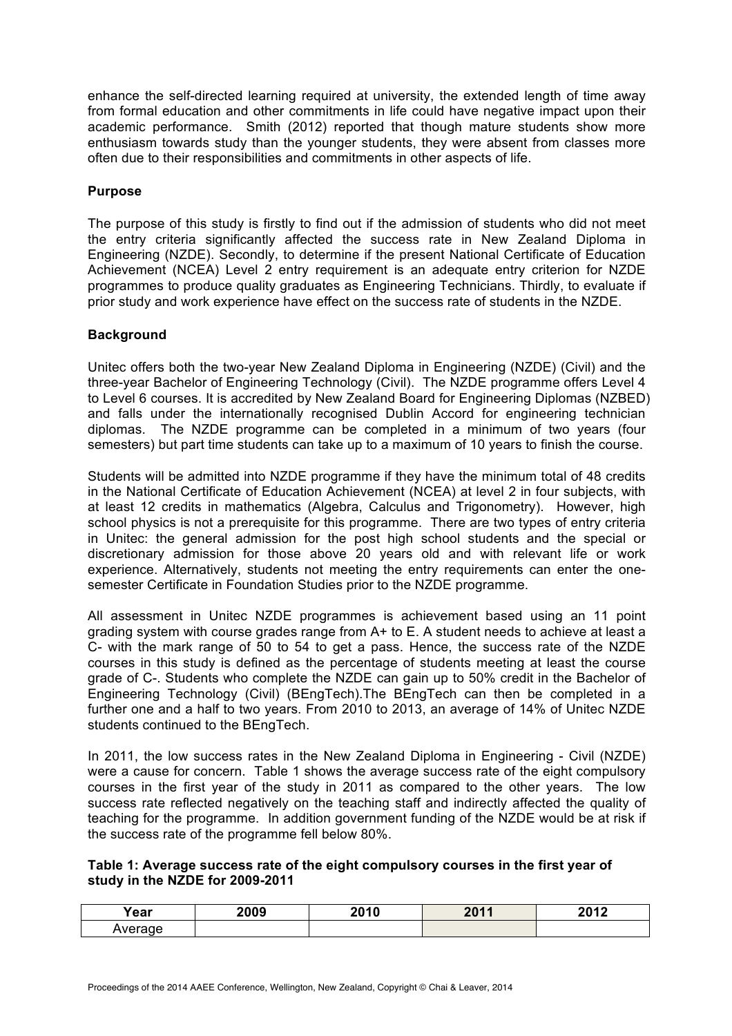enhance the self-directed learning required at university, the extended length of time away from formal education and other commitments in life could have negative impact upon their academic performance. Smith (2012) reported that though mature students show more enthusiasm towards study than the younger students, they were absent from classes more often due to their responsibilities and commitments in other aspects of life.

## Purpose

The purpose of this study is firstly to find out if the admission of students who did not meet the entry criteria significantly affected the success rate in New Zealand Diploma in Engineering (NZDE). Secondly, to determine if the present National Certificate of Education Achievement (NCEA) Level 2 entry requirement is an adequate entry criterion for NZDE programmes to produce quality graduates as Engineering Technicians. Thirdly, to evaluate if prior study and work experience have effect on the success rate of students in the NZDE.

## Background

Unitec offers both the two-year New Zealand Diploma in Engineering (NZDE) (Civil) and the three-year Bachelor of Engineering Technology (Civil). The NZDE programme offers Level 4 to Level 6 courses. It is accredited by New Zealand Board for Engineering Diplomas (NZBED) and falls under the internationally recognised Dublin Accord for engineering technician diplomas. The NZDE programme can be completed in a minimum of two years (four semesters) but part time students can take up to a maximum of 10 years to finish the course.

Students will be admitted into NZDE programme if they have the minimum total of 48 credits in the National Certificate of Education Achievement (NCEA) at level 2 in four subjects, with at least 12 credits in mathematics (Algebra, Calculus and Trigonometry). However, high school physics is not a prerequisite for this programme. There are two types of entry criteria in Unitec: the general admission for the post high school students and the special or discretionary admission for those above 20 years old and with relevant life or work experience. Alternatively, students not meeting the entry requirements can enter the one-semester Certificate in Foundation Studies prior to the NZDE programme.

All assessment in Unitec NZDE programmes is achievement based using an 11 point grading system with course grades range from A+ to E. A student needs to achieve at least a C- with the mark range of 50 to 54 to get a pass. Hence, the success rate of the NZDE courses in this study is defined as the percentage of students meeting at least the course grade of C-. Students who complete the NZDE can gain up to 50% credit in the Bachelor of Engineering Technology (Civil) (BEngTech).The BEngTech can then be completed in a further one and a half to two years. From 2010 to 2013, an average of 14% of Unitec NZDE students continued to the BEngTech.

In 2011, the low success rates in the New Zealand Diploma in Engineering - Civil (NZDE) were a cause for concern. Table 1 shows the average success rate of the eight compulsory courses in the first year of the study in 2011 as compared to the other years. The low success rate reflected negatively on the teaching staff and indirectly affected the quality of teaching for the programme. In addition government funding of the NZDE would be at risk if the success rate of the programme fell below 80%.

**Table 1: Average success rate of the eight compulsory courses in the first year of study in the NZDE for 2009-2011**

| Year | 2009 | 2010 | 2011 | 2012 |
|---|---|---|---|---|
| Average | | | | |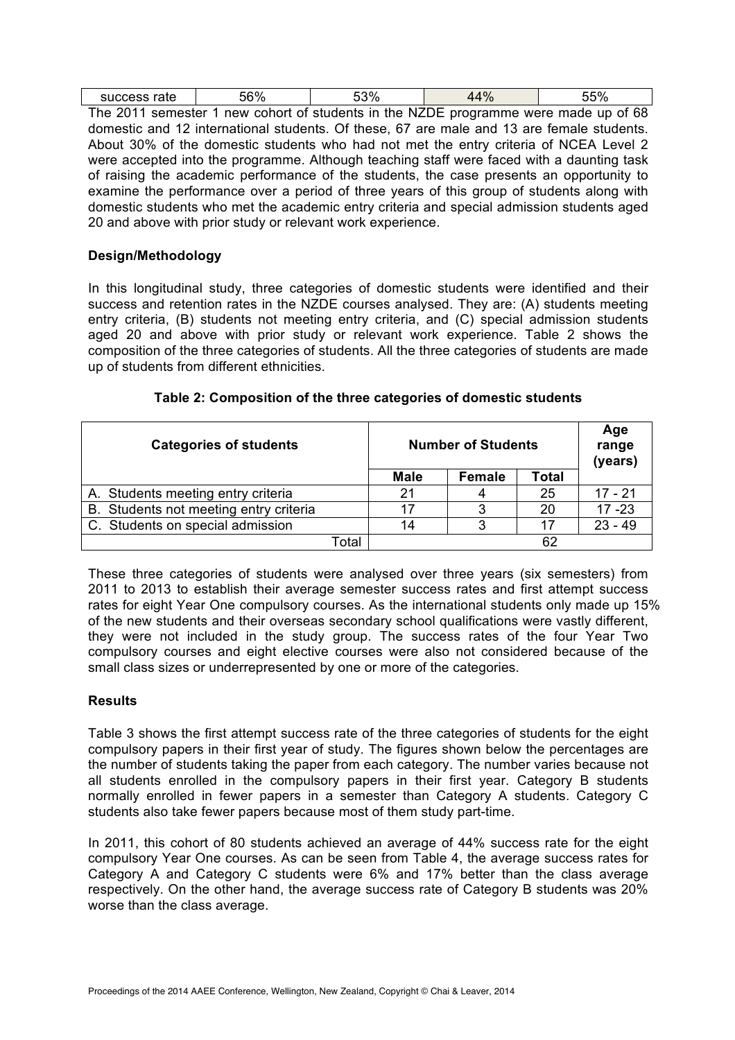| success rate | 56% | 53% | 44% | 55% |
|---|---|---|---|---|

The 2011 semester 1 new cohort of students in the NZDE programme were made up of 68 domestic and 12 international students. Of these, 67 are male and 13 are female students. About 30% of the domestic students who had not met the entry criteria of NCEA Level 2 were accepted into the programme. Although teaching staff were faced with a daunting task of raising the academic performance of the students, the case presents an opportunity to examine the performance over a period of three years of this group of students along with domestic students who met the academic entry criteria and special admission students aged 20 and above with prior study or relevant work experience.

**Design/Methodology**

In this longitudinal study, three categories of domestic students were identified and their success and retention rates in the NZDE courses analysed. They are: (A) students meeting entry criteria, (B) students not meeting entry criteria, and (C) special admission students aged 20 and above with prior study or relevant work experience. Table 2 shows the composition of the three categories of students. All the three categories of students are made up of students from different ethnicities.

**Table 2: Composition of the three categories of domestic students**

| Categories of students | Number of Students | | | Age range (years) |
|---|---|---|---|---|
| | Male | Female | Total | |
| A. Students meeting entry criteria | 21 | 4 | 25 | 17 - 21 |
| B. Students not meeting entry criteria | 17 | 3 | 20 | 17 -23 |
| C. Students on special admission | 14 | 3 | 17 | 23 - 49 |
| Total | | | 62 | |

These three categories of students were analysed over three years (six semesters) from 2011 to 2013 to establish their average semester success rates and first attempt success rates for eight Year One compulsory courses. As the international students only made up 15% of the new students and their overseas secondary school qualifications were vastly different, they were not included in the study group. The success rates of the four Year Two compulsory courses and eight elective courses were also not considered because of the small class sizes or underrepresented by one or more of the categories.

**Results**

Table 3 shows the first attempt success rate of the three categories of students for the eight compulsory papers in their first year of study. The figures shown below the percentages are the number of students taking the paper from each category. The number varies because not all students enrolled in the compulsory papers in their first year. Category B students normally enrolled in fewer papers in a semester than Category A students. Category C students also take fewer papers because most of them study part-time.

In 2011, this cohort of 80 students achieved an average of 44% success rate for the eight compulsory Year One courses. As can be seen from Table 4, the average success rates for Category A and Category C students were 6% and 17% better than the class average respectively. On the other hand, the average success rate of Category B students was 20% worse than the class average.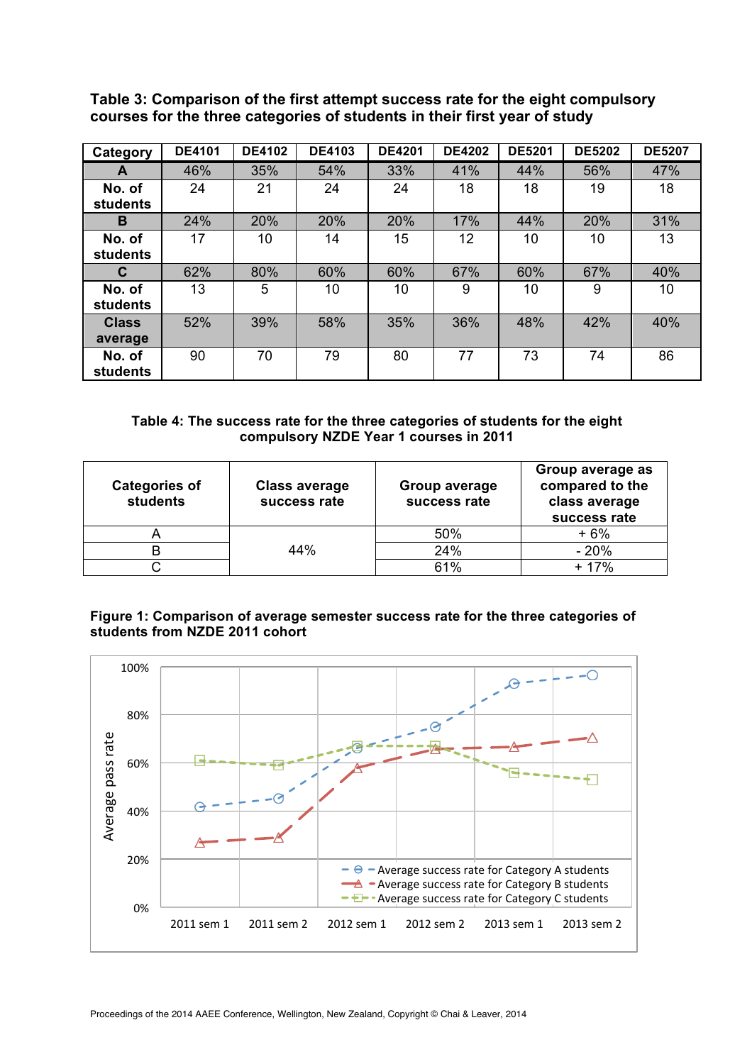**Table 3: Comparison of the first attempt success rate for the eight compulsory courses for the three categories of students in their first year of study**

| Category | DE4101 | DE4102 | DE4103 | DE4201 | DE4202 | DE5201 | DE5202 | DE5207 |
|---|---|---|---|---|---|---|---|---|
| **A** | 46% | 35% | 54% | 33% | 41% | 44% | 56% | 47% |
| **No. of students** | 24 | 21 | 24 | 24 | 18 | 18 | 19 | 18 |
| **B** | 24% | 20% | 20% | 20% | 17% | 44% | 20% | 31% |
| **No. of students** | 17 | 10 | 14 | 15 | 12 | 10 | 10 | 13 |
| **C** | 62% | 80% | 60% | 60% | 67% | 60% | 67% | 40% |
| **No. of students** | 13 | 5 | 10 | 10 | 9 | 10 | 9 | 10 |
| **Class average** | 52% | 39% | 58% | 35% | 36% | 48% | 42% | 40% |
| **No. of students** | 90 | 70 | 79 | 80 | 77 | 73 | 74 | 86 |

**Table 4: The success rate for the three categories of students for the eight compulsory NZDE Year 1 courses in 2011**

| Categories of students | Class average success rate | Group average success rate | Group average as compared to the class average success rate |
|---|---|---|---|
| A | 44% | 50% | + 6% |
| B | | 24% | - 20% |
| C | | 61% | + 17% |

**Figure 1: Comparison of average semester success rate for the three categories of students from NZDE 2011 cohort**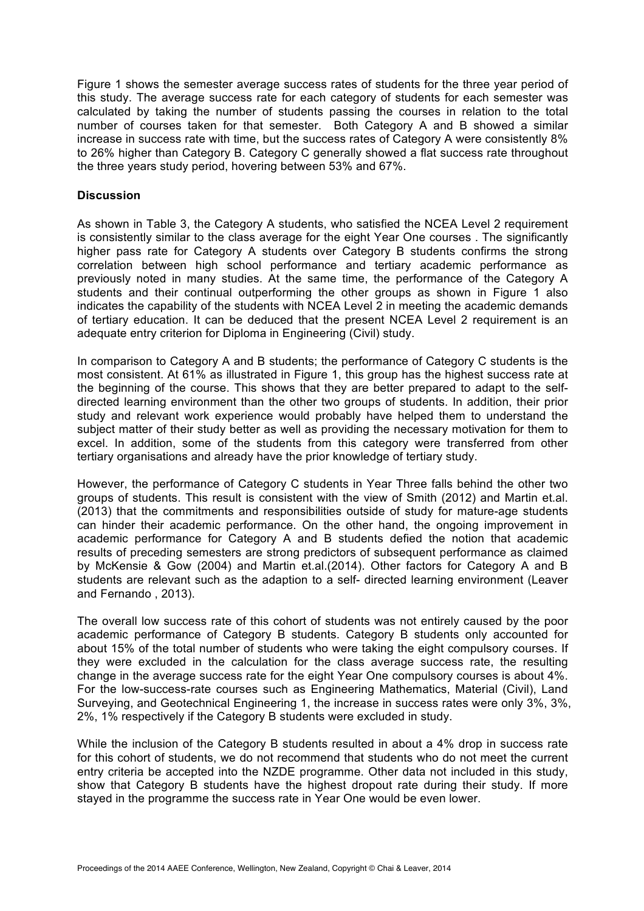Figure 1 shows the semester average success rates of students for the three year period of this study. The average success rate for each category of students for each semester was calculated by taking the number of students passing the courses in relation to the total number of courses taken for that semester. Both Category A and B showed a similar increase in success rate with time, but the success rates of Category A were consistently 8% to 26% higher than Category B. Category C generally showed a flat success rate throughout the three years study period, hovering between 53% and 67%.

**Discussion**

As shown in Table 3, the Category A students, who satisfied the NCEA Level 2 requirement is consistently similar to the class average for the eight Year One courses . The significantly higher pass rate for Category A students over Category B students confirms the strong correlation between high school performance and tertiary academic performance as previously noted in many studies. At the same time, the performance of the Category A students and their continual outperforming the other groups as shown in Figure 1 also indicates the capability of the students with NCEA Level 2 in meeting the academic demands of tertiary education. It can be deduced that the present NCEA Level 2 requirement is an adequate entry criterion for Diploma in Engineering (Civil) study.

In comparison to Category A and B students; the performance of Category C students is the most consistent. At 61% as illustrated in Figure 1, this group has the highest success rate at the beginning of the course. This shows that they are better prepared to adapt to the self-directed learning environment than the other two groups of students. In addition, their prior study and relevant work experience would probably have helped them to understand the subject matter of their study better as well as providing the necessary motivation for them to excel. In addition, some of the students from this category were transferred from other tertiary organisations and already have the prior knowledge of tertiary study.

However, the performance of Category C students in Year Three falls behind the other two groups of students. This result is consistent with the view of Smith (2012) and Martin et.al. (2013) that the commitments and responsibilities outside of study for mature-age students can hinder their academic performance. On the other hand, the ongoing improvement in academic performance for Category A and B students defied the notion that academic results of preceding semesters are strong predictors of subsequent performance as claimed by McKensie & Gow (2004) and Martin et.al.(2014). Other factors for Category A and B students are relevant such as the adaption to a self- directed learning environment (Leaver and Fernando , 2013).

The overall low success rate of this cohort of students was not entirely caused by the poor academic performance of Category B students. Category B students only accounted for about 15% of the total number of students who were taking the eight compulsory courses. If they were excluded in the calculation for the class average success rate, the resulting change in the average success rate for the eight Year One compulsory courses is about 4%. For the low-success-rate courses such as Engineering Mathematics, Material (Civil), Land Surveying, and Geotechnical Engineering 1, the increase in success rates were only 3%, 3%, 2%, 1% respectively if the Category B students were excluded in study.

While the inclusion of the Category B students resulted in about a 4% drop in success rate for this cohort of students, we do not recommend that students who do not meet the current entry criteria be accepted into the NZDE programme. Other data not included in this study, show that Category B students have the highest dropout rate during their study. If more stayed in the programme the success rate in Year One would be even lower.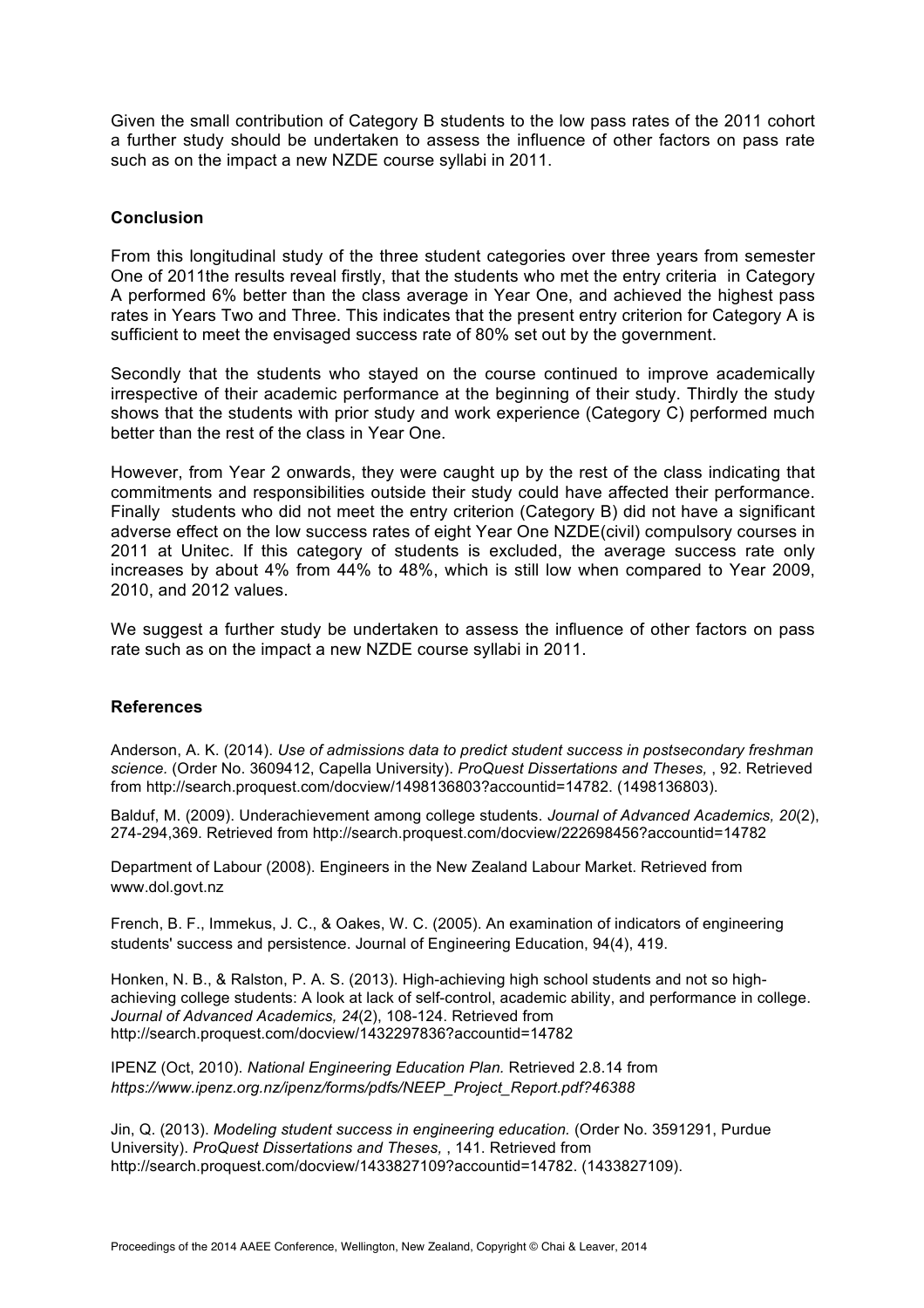Given the small contribution of Category B students to the low pass rates of the 2011 cohort a further study should be undertaken to assess the influence of other factors on pass rate such as on the impact a new NZDE course syllabi in 2011.

## Conclusion

From this longitudinal study of the three student categories over three years from semester One of 2011the results reveal firstly, that the students who met the entry criteria in Category A performed 6% better than the class average in Year One, and achieved the highest pass rates in Years Two and Three. This indicates that the present entry criterion for Category A is sufficient to meet the envisaged success rate of 80% set out by the government.

Secondly that the students who stayed on the course continued to improve academically irrespective of their academic performance at the beginning of their study. Thirdly the study shows that the students with prior study and work experience (Category C) performed much better than the rest of the class in Year One.

However, from Year 2 onwards, they were caught up by the rest of the class indicating that commitments and responsibilities outside their study could have affected their performance. Finally students who did not meet the entry criterion (Category B) did not have a significant adverse effect on the low success rates of eight Year One NZDE(civil) compulsory courses in 2011 at Unitec. If this category of students is excluded, the average success rate only increases by about 4% from 44% to 48%, which is still low when compared to Year 2009, 2010, and 2012 values.

We suggest a further study be undertaken to assess the influence of other factors on pass rate such as on the impact a new NZDE course syllabi in 2011.

## References

Anderson, A. K. (2014). *Use of admissions data to predict student success in postsecondary freshman science.* (Order No. 3609412, Capella University). *ProQuest Dissertations and Theses,* , 92. Retrieved from http://search.proquest.com/docview/1498136803?accountid=14782. (1498136803).

Balduf, M. (2009). Underachievement among college students. *Journal of Advanced Academics, 20*(2), 274-294,369. Retrieved from http://search.proquest.com/docview/222698456?accountid=14782

Department of Labour (2008). Engineers in the New Zealand Labour Market. Retrieved from www.dol.govt.nz

French, B. F., Immekus, J. C., & Oakes, W. C. (2005). An examination of indicators of engineering students' success and persistence. Journal of Engineering Education, 94(4), 419.

Honken, N. B., & Ralston, P. A. S. (2013). High-achieving high school students and not so high-achieving college students: A look at lack of self-control, academic ability, and performance in college. *Journal of Advanced Academics, 24*(2), 108-124. Retrieved from http://search.proquest.com/docview/1432297836?accountid=14782

IPENZ (Oct, 2010). *National Engineering Education Plan.* Retrieved 2.8.14 from *https://www.ipenz.org.nz/ipenz/forms/pdfs/NEEP_Project_Report.pdf?46388*

Jin, Q. (2013). *Modeling student success in engineering education.* (Order No. 3591291, Purdue University). *ProQuest Dissertations and Theses,* , 141. Retrieved from http://search.proquest.com/docview/1433827109?accountid=14782. (1433827109).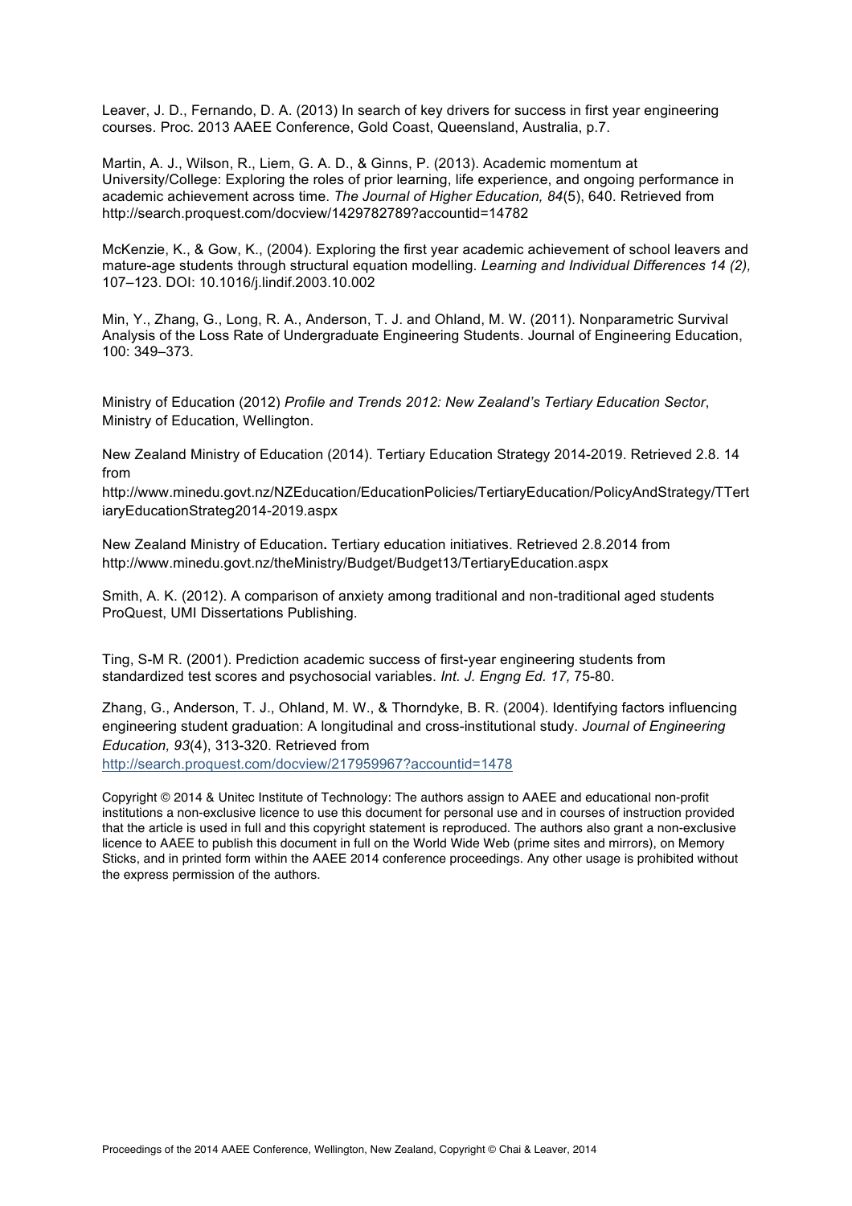Leaver, J. D., Fernando, D. A. (2013) In search of key drivers for success in first year engineering courses. Proc. 2013 AAEE Conference, Gold Coast, Queensland, Australia, p.7.

Martin, A. J., Wilson, R., Liem, G. A. D., & Ginns, P. (2013). Academic momentum at University/College: Exploring the roles of prior learning, life experience, and ongoing performance in academic achievement across time. *The Journal of Higher Education, 84*(5), 640. Retrieved from http://search.proquest.com/docview/1429782789?accountid=14782

McKenzie, K., & Gow, K., (2004). Exploring the first year academic achievement of school leavers and mature-age students through structural equation modelling. *Learning and Individual Differences 14 (2),* 107–123. DOI: 10.1016/j.lindif.2003.10.002

Min, Y., Zhang, G., Long, R. A., Anderson, T. J. and Ohland, M. W. (2011). Nonparametric Survival Analysis of the Loss Rate of Undergraduate Engineering Students. Journal of Engineering Education, 100: 349–373.

Ministry of Education (2012) *Profile and Trends 2012: New Zealand's Tertiary Education Sector*, Ministry of Education, Wellington.

New Zealand Ministry of Education (2014). Tertiary Education Strategy 2014-2019. Retrieved 2.8. 14 from http://www.minedu.govt.nz/NZEducation/EducationPolicies/TertiaryEducation/PolicyAndStrategy/TTertiaryEducationStrateg2014-2019.aspx

New Zealand Ministry of Education**.** Tertiary education initiatives. Retrieved 2.8.2014 from http://www.minedu.govt.nz/theMinistry/Budget/Budget13/TertiaryEducation.aspx

Smith, A. K. (2012). A comparison of anxiety among traditional and non-traditional aged students ProQuest, UMI Dissertations Publishing.

Ting, S-M R. (2001). Prediction academic success of first-year engineering students from standardized test scores and psychosocial variables. *Int. J. Engng Ed. 17,* 75-80.

Zhang, G., Anderson, T. J., Ohland, M. W., & Thorndyke, B. R. (2004). Identifying factors influencing engineering student graduation: A longitudinal and cross-institutional study. *Journal of Engineering Education, 93*(4), 313-320. Retrieved from http://search.proquest.com/docview/217959967?accountid=1478

Copyright © 2014 & Unitec Institute of Technology: The authors assign to AAEE and educational non-profit institutions a non-exclusive licence to use this document for personal use and in courses of instruction provided that the article is used in full and this copyright statement is reproduced. The authors also grant a non-exclusive licence to AAEE to publish this document in full on the World Wide Web (prime sites and mirrors), on Memory Sticks, and in printed form within the AAEE 2014 conference proceedings. Any other usage is prohibited without the express permission of the authors.